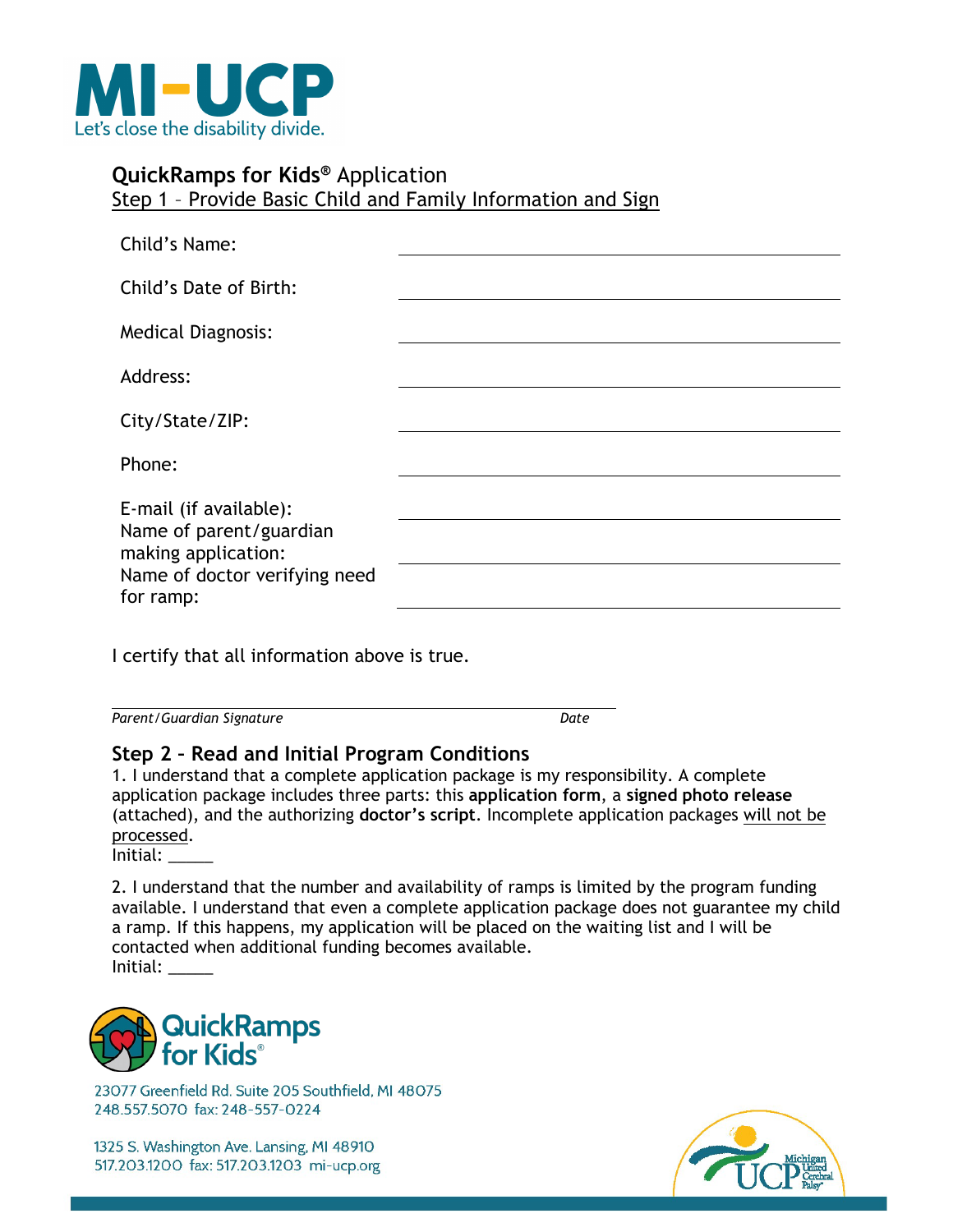MI-UCP

Let's close the disability divide.

## **QuickRamps for Kids®** Application

Step 1 – Provide Basic Child and Family Information and Sign

Child's Name: \_\_\_\_\_\_\_\_\_\_\_\_\_\_\_\_\_\_\_\_\_\_\_\_\_\_\_\_\_\_

Child's Date of Birth: \_\_\_\_\_\_\_\_\_\_\_\_\_\_\_\_\_\_\_\_\_\_\_\_\_\_\_\_\_\_

Medical Diagnosis: \_\_\_\_\_\_\_\_\_\_\_\_\_\_\_\_\_\_\_\_\_\_\_\_\_\_\_\_\_\_

Address: \_\_\_\_\_\_\_\_\_\_\_\_\_\_\_\_\_\_\_\_\_\_\_\_\_\_\_\_\_\_

City/State/ZIP: \_\_\_\_\_\_\_\_\_\_\_\_\_\_\_\_\_\_\_\_\_\_\_\_\_\_\_\_\_\_

Phone: \_\_\_\_\_\_\_\_\_\_\_\_\_\_\_\_\_\_\_\_\_\_\_\_\_\_\_\_\_\_

E-mail (if available): \_\_\_\_\_\_\_\_\_\_\_\_\_\_\_\_\_\_\_\_\_\_\_\_\_\_\_\_\_\_

Name of parent/guardian making application: \_\_\_\_\_\_\_\_\_\_\_\_\_\_\_\_\_\_\_\_\_\_\_\_\_\_\_\_\_\_

Name of doctor verifying need for ramp: \_\_\_\_\_\_\_\_\_\_\_\_\_\_\_\_\_\_\_\_\_\_\_\_\_\_\_\_\_\_

I certify that all information above is true.

\_\_\_\_\_\_\_\_\_\_\_\_\_\_\_\_\_\_\_\_\_\_\_\_\_\_\_\_\_\_\_\_\_\_\_\_\_\_\_\_\_\_\_\_\_\_\_\_

*Parent/Guardian Signature* *Date*

## **Step 2 – Read and Initial Program Conditions**

1. I understand that a complete application package is my responsibility. A complete application package includes three parts: this **application form**, a **signed photo release** (attached), and the authorizing **doctor's script**. Incomplete application packages will not be processed.
Initial: \_\_\_\_\_

2. I understand that the number and availability of ramps is limited by the program funding available. I understand that even a complete application package does not guarantee my child a ramp. If this happens, my application will be placed on the waiting list and I will be contacted when additional funding becomes available.
Initial: \_\_\_\_\_

QuickRamps for Kids®

23077 Greenfield Rd. Suite 205 Southfield, MI 48075
248.557.5070 fax: 248-557-0224

1325 S. Washington Ave. Lansing, MI 48910
517.203.1200 fax: 517.203.1203 mi-ucp.org

Michigan United Cerebral Palsy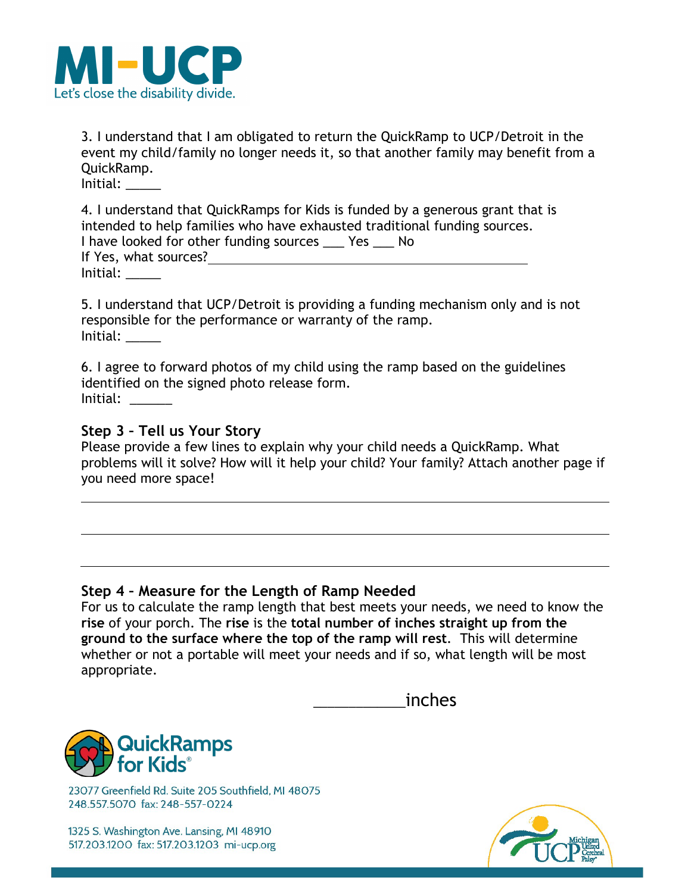3. I understand that I am obligated to return the QuickRamp to UCP/Detroit in the event my child/family no longer needs it, so that another family may benefit from a QuickRamp.
Initial: _____

4. I understand that QuickRamps for Kids is funded by a generous grant that is intended to help families who have exhausted traditional funding sources.
I have looked for other funding sources ___ Yes ___ No
If Yes, what sources?______________________________________________
Initial: _____

5. I understand that UCP/Detroit is providing a funding mechanism only and is not responsible for the performance or warranty of the ramp.
Initial: _____

6. I agree to forward photos of my child using the ramp based on the guidelines identified on the signed photo release form.
Initial: ______

### Step 3 – Tell us Your Story

Please provide a few lines to explain why your child needs a QuickRamp. What problems will it solve? How will it help your child? Your family? Attach another page if you need more space!

______________________________________________________________________________

______________________________________________________________________________

______________________________________________________________________________

### Step 4 – Measure for the Length of Ramp Needed

For us to calculate the ramp length that best meets your needs, we need to know the **rise** of your porch. The **rise** is the **total number of inches straight up from the ground to the surface where the top of the ramp will rest**. This will determine whether or not a portable will meet your needs and if so, what length will be most appropriate.

___________inches

QuickRamps for Kids®

23077 Greenfield Rd. Suite 205 Southfield, MI 48075
248.557.5070 fax: 248-557-0224

1325 S. Washington Ave. Lansing, MI 48910
517.203.1200 fax: 517.203.1203 mi-ucp.org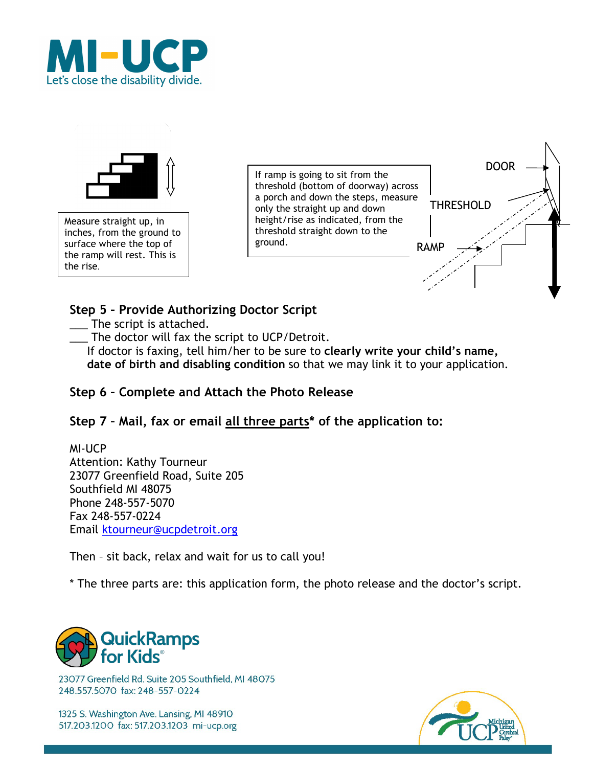MI-UCP
Let's close the disability divide.

Measure straight up, in inches, from the ground to surface where the top of the ramp will rest. This is the rise.

If ramp is going to sit from the threshold (bottom of doorway) across a porch and down the steps, measure only the straight up and down height/rise as indicated, from the threshold straight down to the ground.

DOOR

THRESHOLD

RAMP

## Step 5 – Provide Authorizing Doctor Script

___ The script is attached.

___ The doctor will fax the script to UCP/Detroit.

If doctor is faxing, tell him/her to be sure to **clearly write your child's name, date of birth and disabling condition** so that we may link it to your application.

## Step 6 – Complete and Attach the Photo Release

## Step 7 – Mail, fax or email all three parts* of the application to:

MI-UCP
Attention: Kathy Tourneur
23077 Greenfield Road, Suite 205
Southfield MI 48075
Phone 248-557-5070
Fax 248-557-0224
Email ktourneur@ucpdetroit.org

Then – sit back, relax and wait for us to call you!

* The three parts are: this application form, the photo release and the doctor's script.

QuickRamps for Kids®

23077 Greenfield Rd. Suite 205 Southfield, MI 48075
248.557.5070 fax: 248-557-0224

1325 S. Washington Ave. Lansing, MI 48910
517.203.1200 fax: 517.203.1203 mi-ucp.org

Michigan United Cerebral Palsy